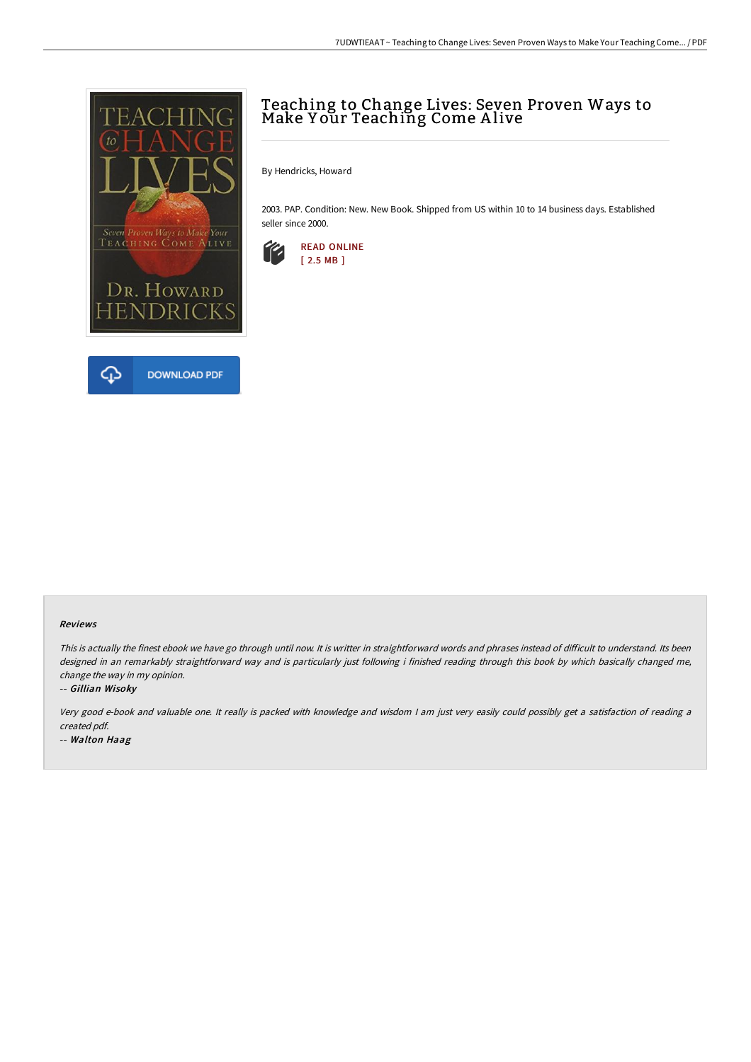# Teaching to Change Lives: Seven Proven Ways to Make Your Teaching Come Alive

By Hendricks, Howard

2003. PAP. Condition: New. New Book. Shipped from US within 10 to 14 business days. Established seller since 2000.

READ ONLINE
[ 2.5 MB ]

DOWNLOAD PDF

### Reviews

*This is actually the finest ebook we have go through until now. It is writter in straightforward words and phrases instead of difficult to understand. Its been designed in an remarkably straightforward way and is particularly just following i finished reading through this book by which basically changed me, change the way in my opinion.*

*-- **Gillian Wisoky***

*Very good e-book and valuable one. It really is packed with knowledge and wisdom I am just very easily could possibly get a satisfaction of reading a created pdf.*

*-- **Walton Haag***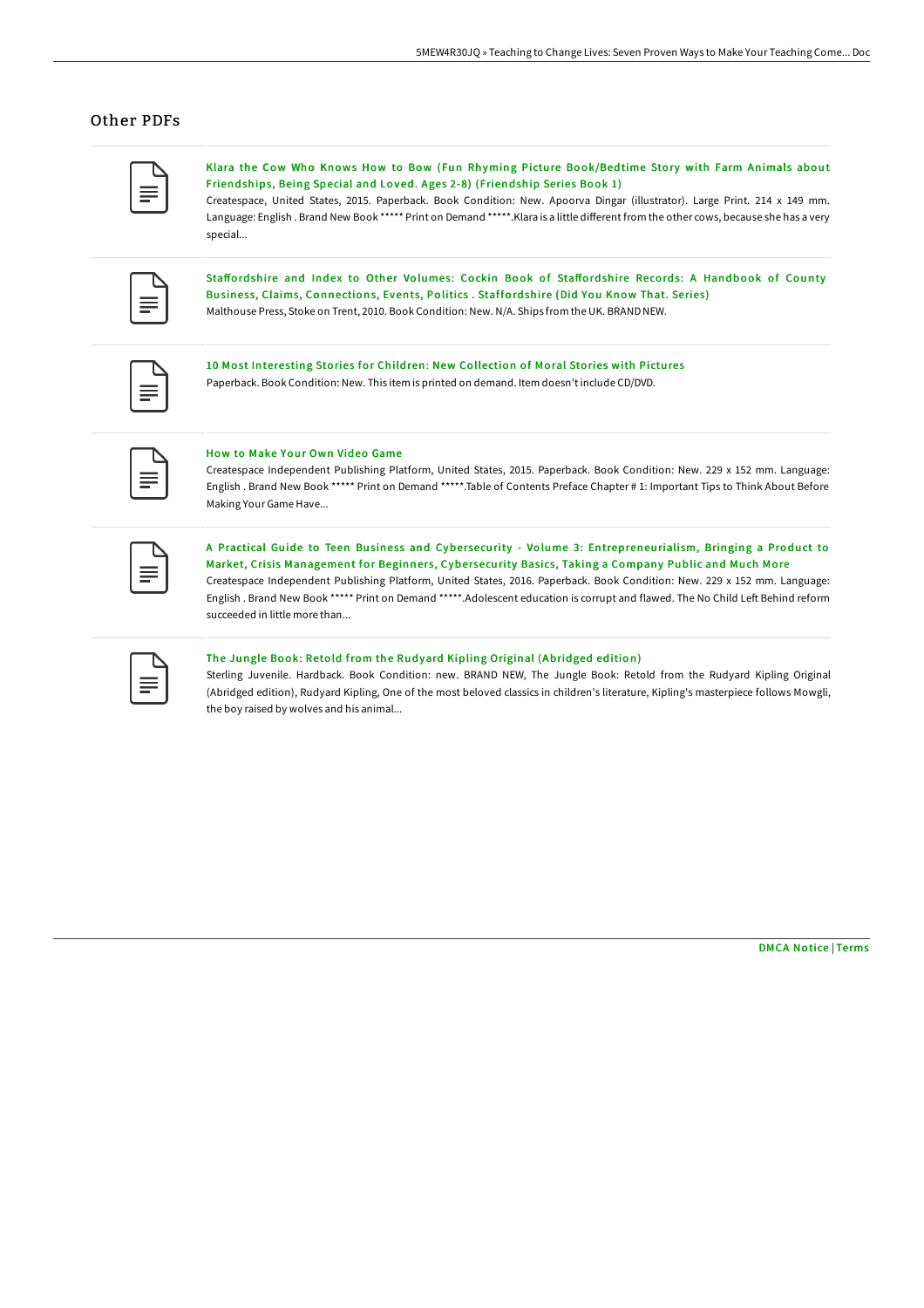## Other PDFs

**Klara the Cow Who Knows How to Bow (Fun Rhyming Picture Book/Bedtime Story with Farm Animals about Friendships, Being Special and Loved. Ages 2-8) (Friendship Series Book 1)**

Createspace, United States, 2015. Paperback. Book Condition: New. Apoorva Dingar (illustrator). Large Print. 214 x 149 mm. Language: English . Brand New Book ***** Print on Demand *****.Klara is a little different from the other cows, because she has a very special...

**Staffordshire and Index to Other Volumes: Cockin Book of Staffordshire Records: A Handbook of County Business, Claims, Connections, Events, Politics . Staffordshire (Did You Know That. Series)**

Malthouse Press, Stoke on Trent, 2010. Book Condition: New. N/A. Ships from the UK. BRAND NEW.

**10 Most Interesting Stories for Children: New Collection of Moral Stories with Pictures**

Paperback. Book Condition: New. This item is printed on demand. Item doesn't include CD/DVD.

**How to Make Your Own Video Game**

Createspace Independent Publishing Platform, United States, 2015. Paperback. Book Condition: New. 229 x 152 mm. Language: English . Brand New Book ***** Print on Demand *****.Table of Contents Preface Chapter # 1: Important Tips to Think About Before Making Your Game Have...

**A Practical Guide to Teen Business and Cybersecurity - Volume 3: Entrepreneurialism, Bringing a Product to Market, Crisis Management for Beginners, Cybersecurity Basics, Taking a Company Public and Much More**

Createspace Independent Publishing Platform, United States, 2016. Paperback. Book Condition: New. 229 x 152 mm. Language: English . Brand New Book ***** Print on Demand *****.Adolescent education is corrupt and flawed. The No Child Left Behind reform succeeded in little more than...

**The Jungle Book: Retold from the Rudyard Kipling Original (Abridged edition)**

Sterling Juvenile. Hardback. Book Condition: new. BRAND NEW, The Jungle Book: Retold from the Rudyard Kipling Original (Abridged edition), Rudyard Kipling, One of the most beloved classics in children's literature, Kipling's masterpiece follows Mowgli, the boy raised by wolves and his animal...